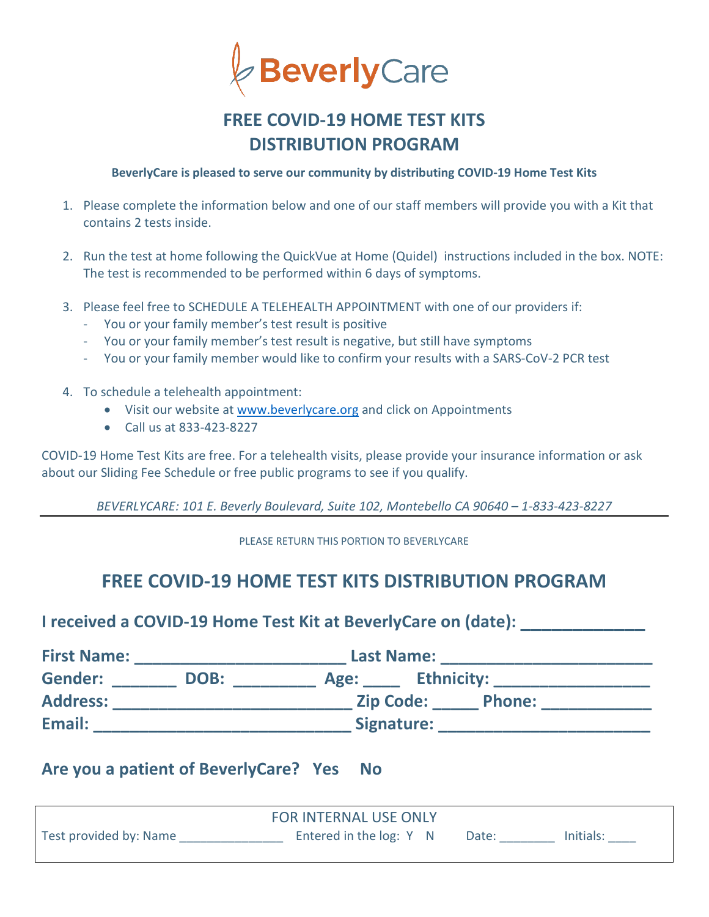BeverlyCare

# FREE COVID-19 HOME TEST KITS DISTRIBUTION PROGRAM

**BeverlyCare is pleased to serve our community by distributing COVID-19 Home Test Kits**

1. Please complete the information below and one of our staff members will provide you with a Kit that contains 2 tests inside.
2. Run the test at home following the QuickVue at Home (Quidel) instructions included in the box. NOTE: The test is recommended to be performed within 6 days of symptoms.
3. Please feel free to SCHEDULE A TELEHEALTH APPOINTMENT with one of our providers if:
   - You or your family member's test result is positive
   - You or your family member's test result is negative, but still have symptoms
   - You or your family member would like to confirm your results with a SARS-CoV-2 PCR test
4. To schedule a telehealth appointment:
   - Visit our website at www.beverlycare.org and click on Appointments
   - Call us at 833-423-8227

COVID-19 Home Test Kits are free. For a telehealth visits, please provide your insurance information or ask about our Sliding Fee Schedule or free public programs to see if you qualify.

*BEVERLYCARE: 101 E. Beverly Boulevard, Suite 102, Montebello CA 90640 – 1-833-423-8227*

---

PLEASE RETURN THIS PORTION TO BEVERLYCARE

## FREE COVID-19 HOME TEST KITS DISTRIBUTION PROGRAM

**I received a COVID-19 Home Test Kit at BeverlyCare on (date): _____________**

**First Name: _______________________ Last Name: _______________________**

**Gender: _______ DOB: _________ Age: ____ Ethnicity: _________________**

**Address: __________________________ Zip Code: _____ Phone: ____________**

**Email: ____________________________ Signature: _______________________**

**Are you a patient of BeverlyCare? Yes No**

FOR INTERNAL USE ONLY

Test provided by: Name _______________ Entered in the log: Y N Date: ________ Initials: ____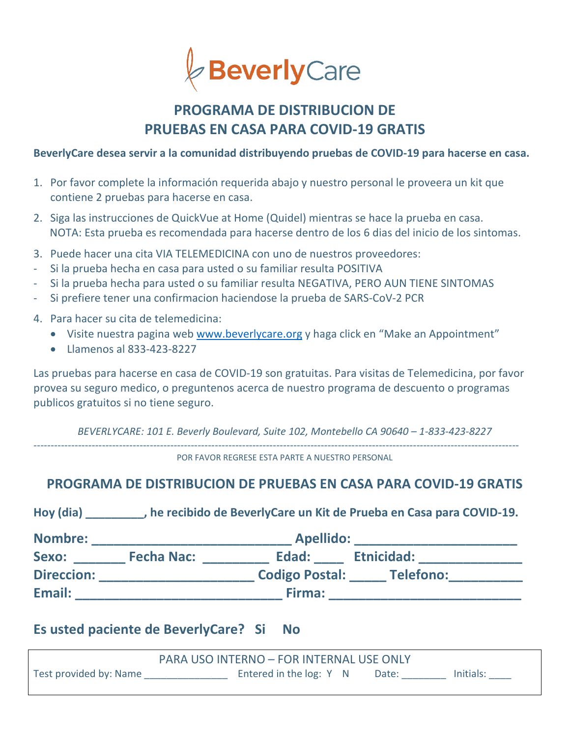BeverlyCare

# PROGRAMA DE DISTRIBUCION DE PRUEBAS EN CASA PARA COVID-19 GRATIS

**BeverlyCare desea servir a la comunidad distribuyendo pruebas de COVID-19 para hacerse en casa.**

1. Por favor complete la información requerida abajo y nuestro personal le proveera un kit que contiene 2 pruebas para hacerse en casa.
2. Siga las instrucciones de QuickVue at Home (Quidel) mientras se hace la prueba en casa. NOTA: Esta prueba es recomendada para hacerse dentro de los 6 dias del inicio de los sintomas.
3. Puede hacer una cita VIA TELEMEDICINA con uno de nuestros proveedores:

- Si la prueba hecha en casa para usted o su familiar resulta POSITIVA
- Si la prueba hecha para usted o su familiar resulta NEGATIVA, PERO AUN TIENE SINTOMAS
- Si prefiere tener una confirmacion haciendose la prueba de SARS-CoV-2 PCR

4. Para hacer su cita de telemedicina:
   - Visite nuestra pagina web www.beverlycare.org y haga click en "Make an Appointment"
   - Llamenos al 833-423-8227

Las pruebas para hacerse en casa de COVID-19 son gratuitas. Para visitas de Telemedicina, por favor provea su seguro medico, o preguntenos acerca de nuestro programa de descuento o programas publicos gratuitos si no tiene seguro.

*BEVERLYCARE: 101 E. Beverly Boulevard, Suite 102, Montebello CA 90640 – 1-833-423-8227*

---

POR FAVOR REGRESE ESTA PARTE A NUESTRO PERSONAL

## PROGRAMA DE DISTRIBUCION DE PRUEBAS EN CASA PARA COVID-19 GRATIS

**Hoy (dia) _________, he recibido de BeverlyCare un Kit de Prueba en Casa para COVID-19.**

**Nombre:** ___________________________ **Apellido:** ______________________

**Sexo:** _______ **Fecha Nac:** _________ **Edad:** ____ **Etnicidad:** ______________

**Direccion:** _____________________ **Codigo Postal:** _____ **Telefono:** __________

**Email:** ____________________________ **Firma:** __________________________

**Es usted paciente de BeverlyCare? Si No**

PARA USO INTERNO – FOR INTERNAL USE ONLY

Test provided by: Name _______________ Entered in the log: Y N Date: ________ Initials: ____